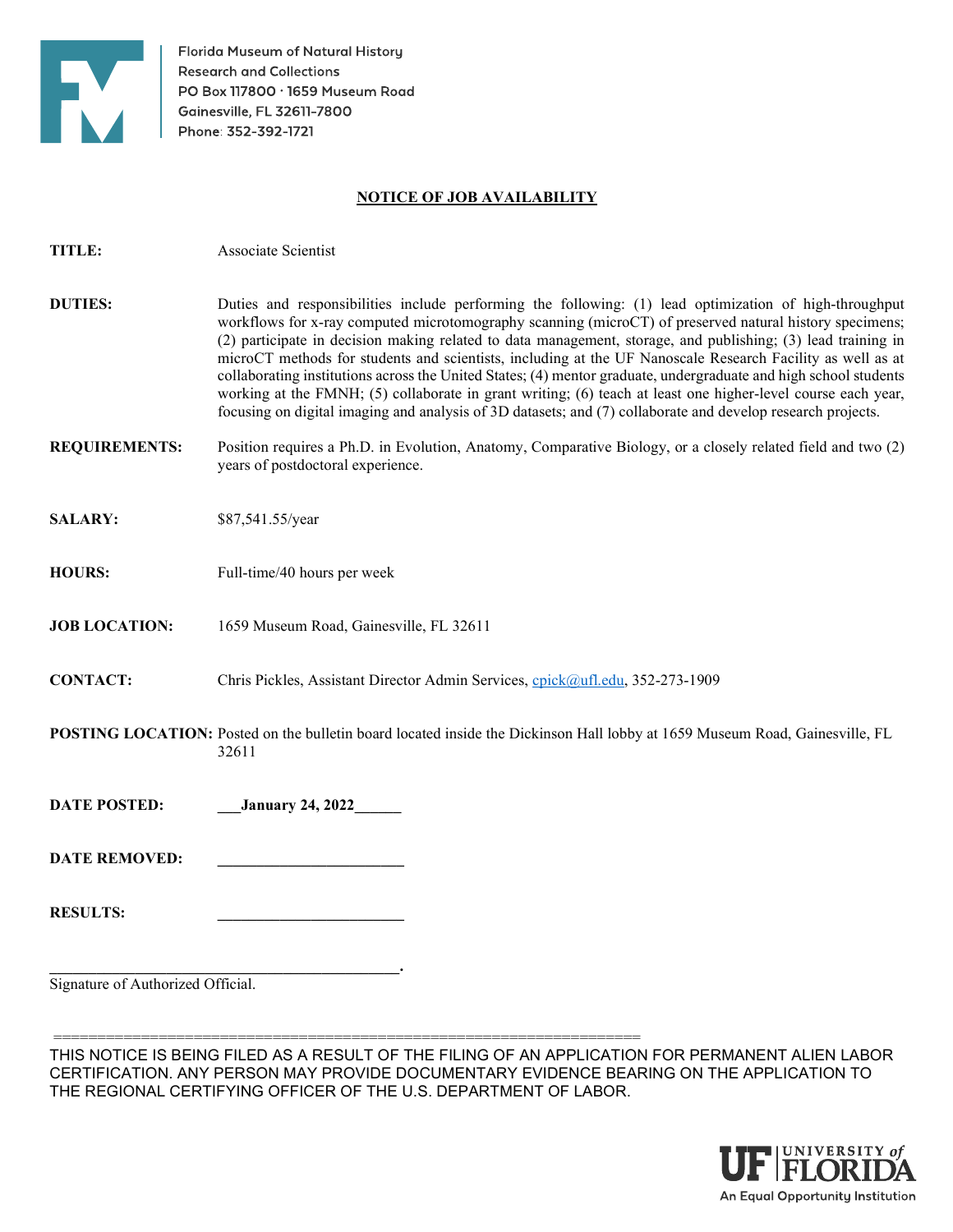Florida Museum of Natural History
Research and Collections
PO Box 117800 · 1659 Museum Road
Gainesville, FL 32611-7800
Phone: 352-392-1721

## NOTICE OF JOB AVAILABILITY

**TITLE:** Associate Scientist

**DUTIES:** Duties and responsibilities include performing the following: (1) lead optimization of high-throughput workflows for x-ray computed microtomography scanning (microCT) of preserved natural history specimens; (2) participate in decision making related to data management, storage, and publishing; (3) lead training in microCT methods for students and scientists, including at the UF Nanoscale Research Facility as well as at collaborating institutions across the United States; (4) mentor graduate, undergraduate and high school students working at the FMNH; (5) collaborate in grant writing; (6) teach at least one higher-level course each year, focusing on digital imaging and analysis of 3D datasets; and (7) collaborate and develop research projects.

**REQUIREMENTS:** Position requires a Ph.D. in Evolution, Anatomy, Comparative Biology, or a closely related field and two (2) years of postdoctoral experience.

**SALARY:** $87,541.55/year

**HOURS:** Full-time/40 hours per week

**JOB LOCATION:** 1659 Museum Road, Gainesville, FL 32611

**CONTACT:** Chris Pickles, Assistant Director Admin Services, cpick@ufl.edu, 352-273-1909

**POSTING LOCATION:** Posted on the bulletin board located inside the Dickinson Hall lobby at 1659 Museum Road, Gainesville, FL 32611

**DATE POSTED:** ___**January 24, 2022**______

**DATE REMOVED:** ________________________

**RESULTS:** ________________________

_____________________________________________.
Signature of Authorized Official.

==============================================================

THIS NOTICE IS BEING FILED AS A RESULT OF THE FILING OF AN APPLICATION FOR PERMANENT ALIEN LABOR CERTIFICATION. ANY PERSON MAY PROVIDE DOCUMENTARY EVIDENCE BEARING ON THE APPLICATION TO THE REGIONAL CERTIFYING OFFICER OF THE U.S. DEPARTMENT OF LABOR.

UF | UNIVERSITY of FLORIDA
An Equal Opportunity Institution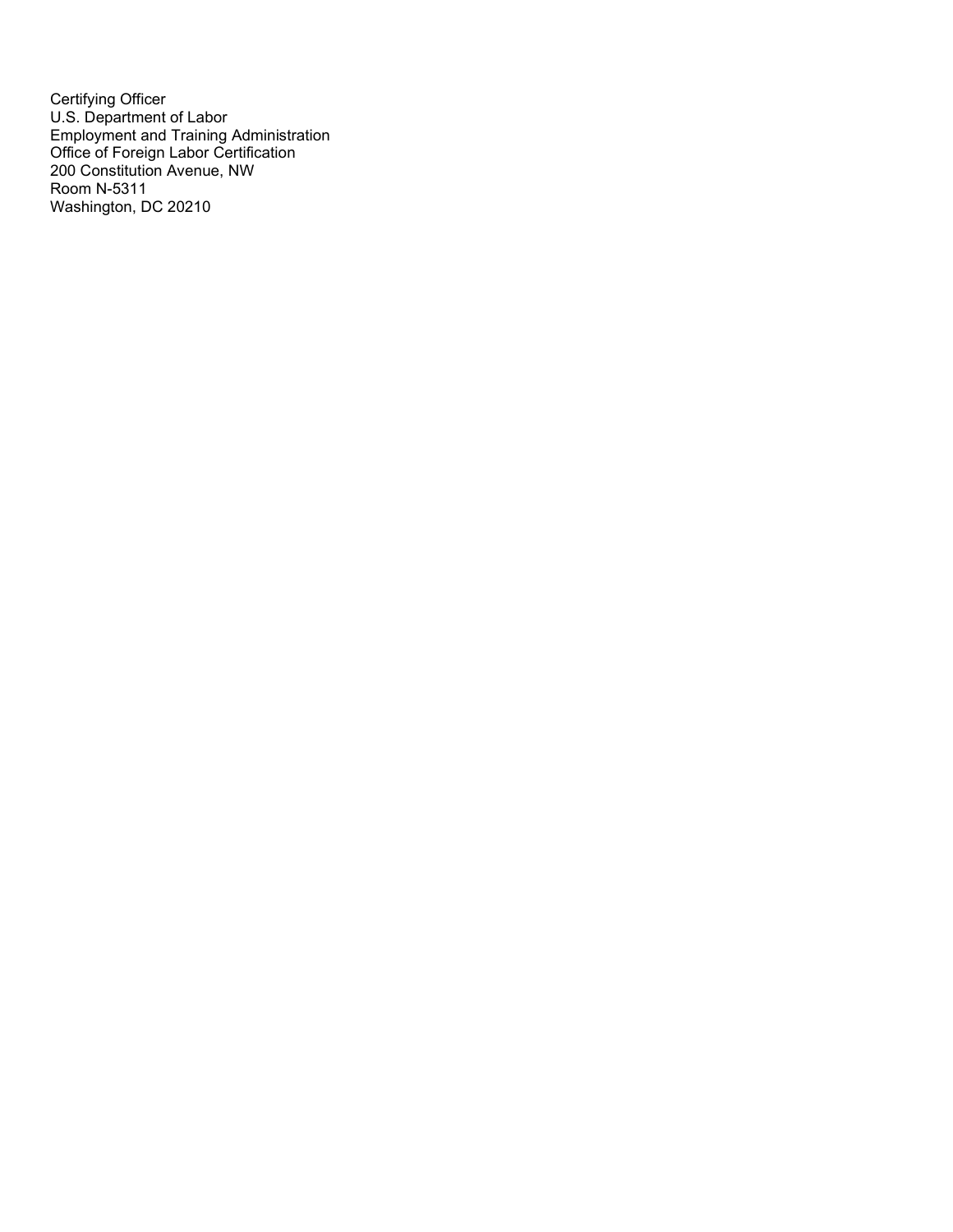Certifying Officer
U.S. Department of Labor
Employment and Training Administration
Office of Foreign Labor Certification
200 Constitution Avenue, NW
Room N-5311
Washington, DC 20210